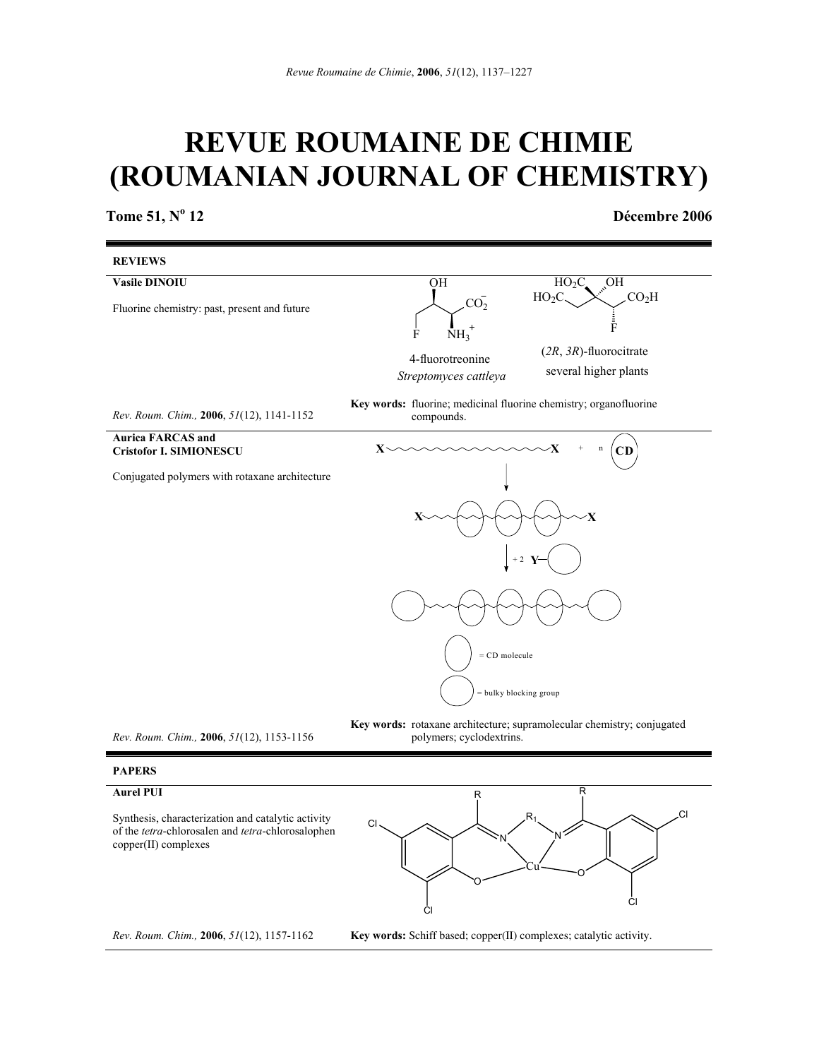# REVUE ROUMAINE DE CHIMIE (ROUMANIAN JOURNAL OF CHEMISTRY)

**Tome 51, N° 12** **Décembre 2006**

## REVIEWS

**Vasile DINOIU**

Fluorine chemistry: past, present and future

4-fluorotreonine *Streptomyces cattleya*

(*2R*, *3R*)-fluorocitrate several higher plants

*Rev. Roum. Chim.,* **2006**, *51*(12), 1141-1152

**Key words:** fluorine; medicinal fluorine chemistry; organofluorine compounds.

**Aurica FARCAS and Cristofor I. SIMIONESCU**

Conjugated polymers with rotaxane architecture

= CD molecule

= bulky blocking group

*Rev. Roum. Chim.,* **2006**, *51*(12), 1153-1156

**Key words:** rotaxane architecture; supramolecular chemistry; conjugated polymers; cyclodextrins.

## PAPERS

**Aurel PUI**

Synthesis, characterization and catalytic activity of the *tetra*-chlorosalen and *tetra*-chlorosalophen copper(II) complexes

*Rev. Roum. Chim.,* **2006**, *51*(12), 1157-1162

**Key words:** Schiff based; copper(II) complexes; catalytic activity.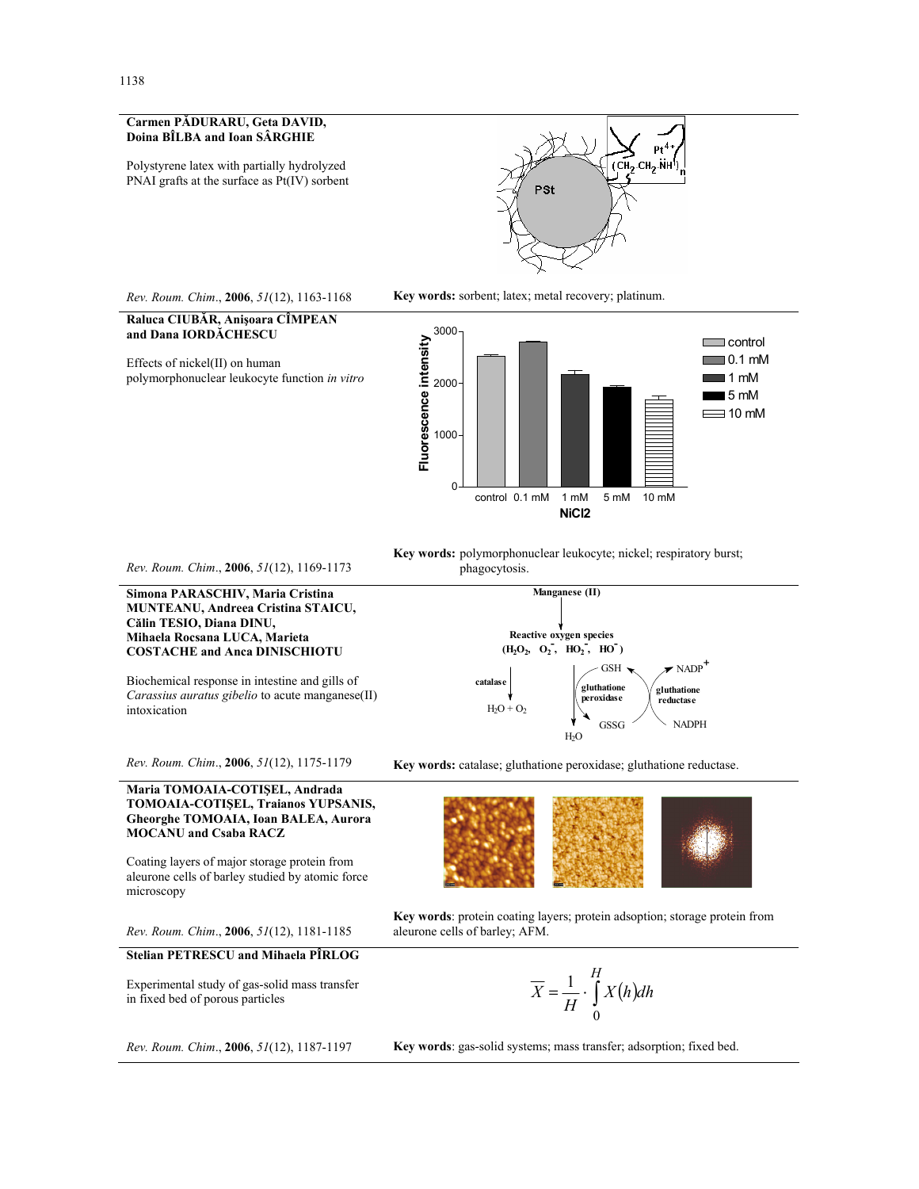**Carmen PĂDURARU, Geta DAVID, Doina BÎLBA and Ioan SÂRGHIE**

Polystyrene latex with partially hydrolyzed PNAI grafts at the surface as Pt(IV) sorbent

*Rev. Roum. Chim.*, **2006**, *51*(12), 1163-1168

**Key words:** sorbent; latex; metal recovery; platinum.

---

**Raluca CIUBĂR, Anişoara CÎMPEAN and Dana IORDĂCHESCU**

Effects of nickel(II) on human polymorphonuclear leukocyte function *in vitro*

*Rev. Roum. Chim.*, **2006**, *51*(12), 1169-1173

**Key words:** polymorphonuclear leukocyte; nickel; respiratory burst; phagocytosis.

---

**Simona PARASCHIV, Maria Cristina MUNTEANU, Andreea Cristina STAICU, Călin TESIO, Diana DINU, Mihaela Rocsana LUCA, Marieta COSTACHE and Anca DINISCHIOTU**

Biochemical response in intestine and gills of *Carassius auratus gibelio* to acute manganese(II) intoxication

*Rev. Roum. Chim.*, **2006**, *51*(12), 1175-1179

**Key words:** catalase; gluthatione peroxidase; gluthatione reductase.

---

**Maria TOMOAIA-COTIŞEL, Andrada TOMOAIA-COTIŞEL, Traianos YUPSANIS, Gheorghe TOMOAIA, Ioan BALEA, Aurora MOCANU and Csaba RACZ**

Coating layers of major storage protein from aleurone cells of barley studied by atomic force microscopy

*Rev. Roum. Chim.*, **2006**, *51*(12), 1181-1185

**Key words**: protein coating layers; protein adsoption; storage protein from aleurone cells of barley; AFM.

---

**Stelian PETRESCU and Mihaela PÎRLOG**

Experimental study of gas-solid mass transfer in fixed bed of porous particles

$$\overline{X} = \frac{1}{H} \cdot \int_0^H X(h) dh$$

*Rev. Roum. Chim.*, **2006**, *51*(12), 1187-1197

**Key words**: gas-solid systems; mass transfer; adsorption; fixed bed.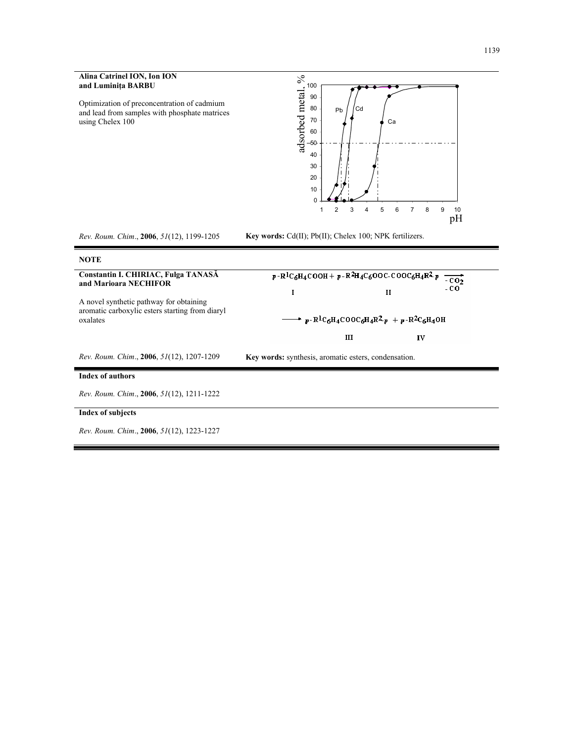**Alina Catrinel ION, Ion ION and Luminița BARBU**

Optimization of preconcentration of cadmium and lead from samples with phosphate matrices using Chelex 100

adsorbed metal. %
100
90
80
70
60
50
40
30
20
10
0
1 2 3 4 5 6 7 8 9 10
pH
Pb
Cd
Ca

*Rev. Roum. Chim.*, **2006**, *51*(12), 1199-1205

**Key words:** Cd(II); Pb(II); Chelex 100; NPK fertilizers.

---

**NOTE**

**Constantin I. CHIRIAC, Fulga TANASĂ and Marioara NECHIFOR**

A novel synthetic pathway for obtaining aromatic carboxylic esters starting from diaryl oxalates

$$\underset{\mathbf{I}}{p\text{-}R^1C_6H_4COOH} + \underset{\mathbf{II}}{p\text{-}R^2H_4C_6OOC\text{-}COOC_6H_4R^2\text{-}p} \xrightarrow[-CO]{-CO_2} \underset{\mathbf{III}}{p\text{-}R^1C_6H_4COOC_6H_4R^2\text{-}p} + \underset{\mathbf{IV}}{p\text{-}R^2C_6H_4OH}$$

*Rev. Roum. Chim.*, **2006**, *51*(12), 1207-1209

**Key words:** synthesis, aromatic esters, condensation.

---

**Index of authors**

*Rev. Roum. Chim.*, **2006**, *51*(12), 1211-1222

---

**Index of subjects**

*Rev. Roum. Chim.*, **2006**, *51*(12), 1223-1227